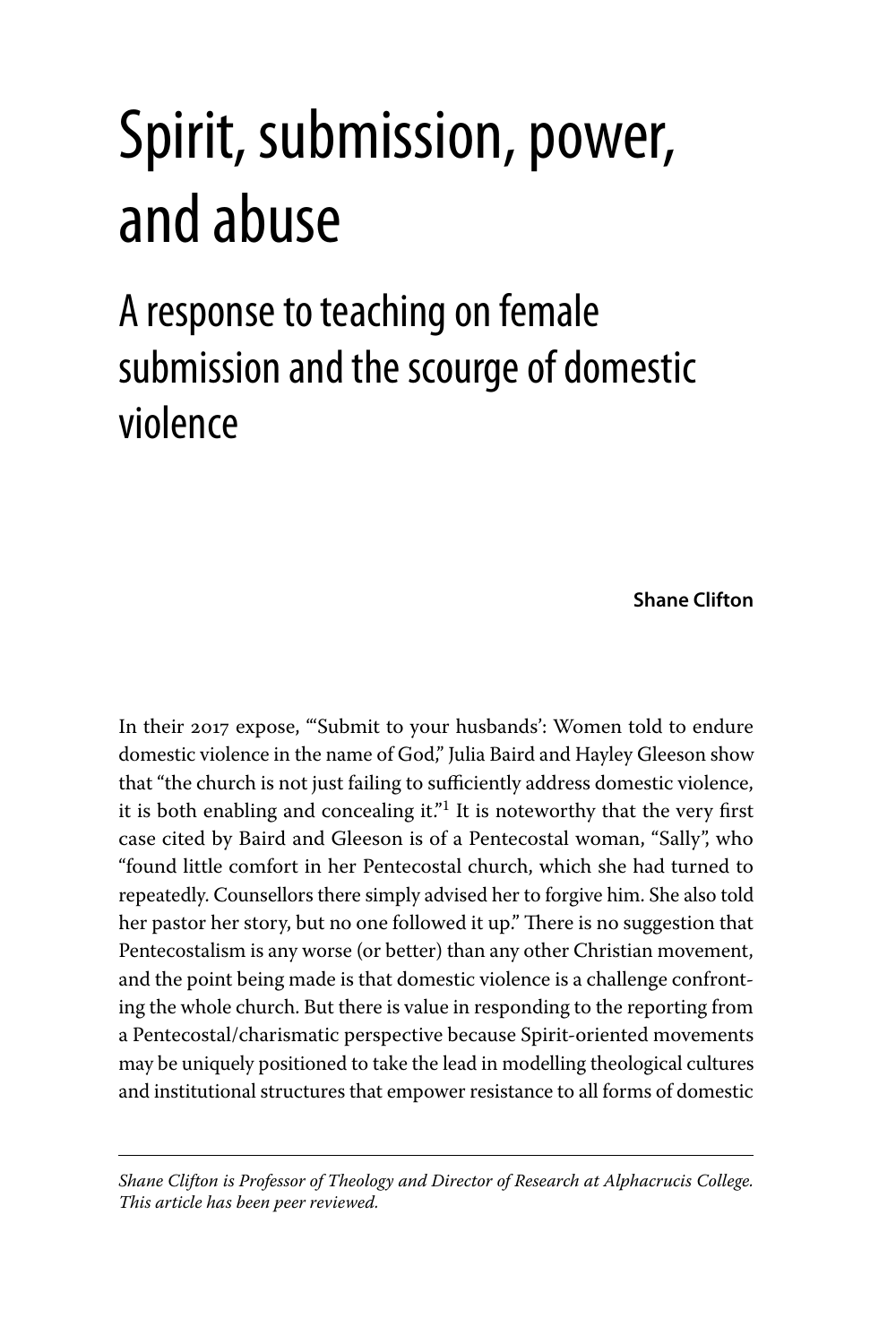# Spirit, submission, power, and abuse

## A response to teaching on female submission and the scourge of domestic violence

**Shane Clifton**

In their 2017 expose, "'Submit to your husbands': Women told to endure domestic violence in the name of God," Julia Baird and Hayley Gleeson show that "the church is not just failing to sufficiently address domestic violence, it is both enabling and concealing it."[1] It is noteworthy that the very first case cited by Baird and Gleeson is of a Pentecostal woman, "Sally", who "found little comfort in her Pentecostal church, which she had turned to repeatedly. Counsellors there simply advised her to forgive him. She also told her pastor her story, but no one followed it up." There is no suggestion that Pentecostalism is any worse (or better) than any other Christian movement, and the point being made is that domestic violence is a challenge confronting the whole church. But there is value in responding to the reporting from a Pentecostal/charismatic perspective because Spirit-oriented movements may be uniquely positioned to take the lead in modelling theological cultures and institutional structures that empower resistance to all forms of domestic

---

*Shane Clifton is Professor of Theology and Director of Research at Alphacrucis College. This article has been peer reviewed.*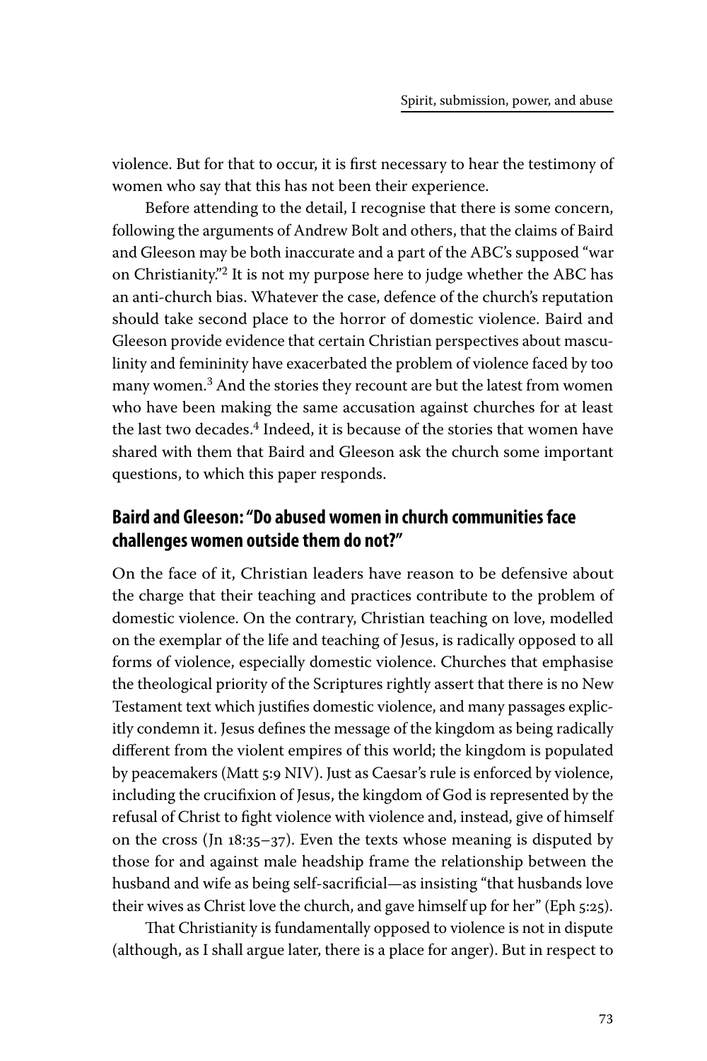violence. But for that to occur, it is first necessary to hear the testimony of women who say that this has not been their experience.

Before attending to the detail, I recognise that there is some concern, following the arguments of Andrew Bolt and others, that the claims of Baird and Gleeson may be both inaccurate and a part of the ABC's supposed "war on Christianity."[2] It is not my purpose here to judge whether the ABC has an anti-church bias. Whatever the case, defence of the church's reputation should take second place to the horror of domestic violence. Baird and Gleeson provide evidence that certain Christian perspectives about masculinity and femininity have exacerbated the problem of violence faced by too many women.[3] And the stories they recount are but the latest from women who have been making the same accusation against churches for at least the last two decades.[4] Indeed, it is because of the stories that women have shared with them that Baird and Gleeson ask the church some important questions, to which this paper responds.

## Baird and Gleeson: "Do abused women in church communities face challenges women outside them do not?"

On the face of it, Christian leaders have reason to be defensive about the charge that their teaching and practices contribute to the problem of domestic violence. On the contrary, Christian teaching on love, modelled on the exemplar of the life and teaching of Jesus, is radically opposed to all forms of violence, especially domestic violence. Churches that emphasise the theological priority of the Scriptures rightly assert that there is no New Testament text which justifies domestic violence, and many passages explicitly condemn it. Jesus defines the message of the kingdom as being radically different from the violent empires of this world; the kingdom is populated by peacemakers (Matt 5:9 NIV). Just as Caesar's rule is enforced by violence, including the crucifixion of Jesus, the kingdom of God is represented by the refusal of Christ to fight violence with violence and, instead, give of himself on the cross (Jn 18:35–37). Even the texts whose meaning is disputed by those for and against male headship frame the relationship between the husband and wife as being self-sacrificial—as insisting "that husbands love their wives as Christ love the church, and gave himself up for her" (Eph 5:25).

That Christianity is fundamentally opposed to violence is not in dispute (although, as I shall argue later, there is a place for anger). But in respect to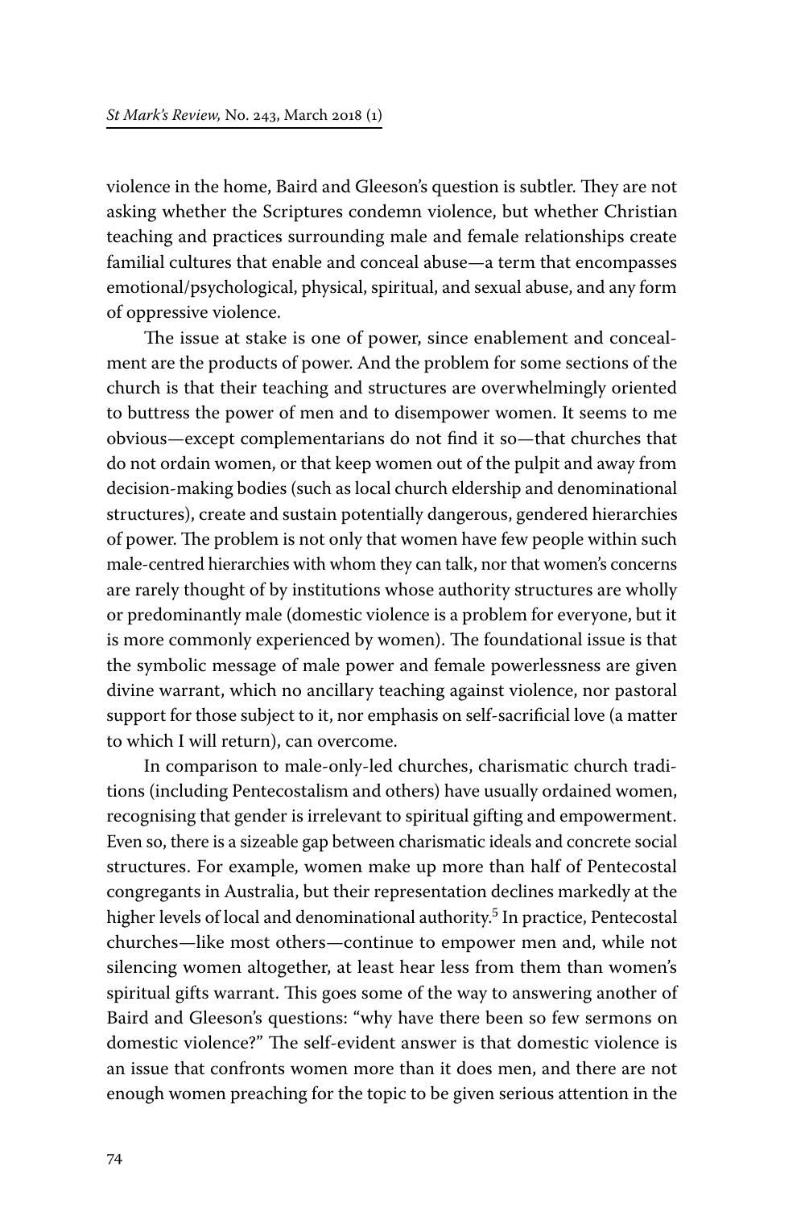violence in the home, Baird and Gleeson's question is subtler. They are not asking whether the Scriptures condemn violence, but whether Christian teaching and practices surrounding male and female relationships create familial cultures that enable and conceal abuse—a term that encompasses emotional/psychological, physical, spiritual, and sexual abuse, and any form of oppressive violence.

The issue at stake is one of power, since enablement and concealment are the products of power. And the problem for some sections of the church is that their teaching and structures are overwhelmingly oriented to buttress the power of men and to disempower women. It seems to me obvious—except complementarians do not find it so—that churches that do not ordain women, or that keep women out of the pulpit and away from decision-making bodies (such as local church eldership and denominational structures), create and sustain potentially dangerous, gendered hierarchies of power. The problem is not only that women have few people within such male-centred hierarchies with whom they can talk, nor that women's concerns are rarely thought of by institutions whose authority structures are wholly or predominantly male (domestic violence is a problem for everyone, but it is more commonly experienced by women). The foundational issue is that the symbolic message of male power and female powerlessness are given divine warrant, which no ancillary teaching against violence, nor pastoral support for those subject to it, nor emphasis on self-sacrificial love (a matter to which I will return), can overcome.

In comparison to male-only-led churches, charismatic church traditions (including Pentecostalism and others) have usually ordained women, recognising that gender is irrelevant to spiritual gifting and empowerment. Even so, there is a sizeable gap between charismatic ideals and concrete social structures. For example, women make up more than half of Pentecostal congregants in Australia, but their representation declines markedly at the higher levels of local and denominational authority.[5] In practice, Pentecostal churches—like most others—continue to empower men and, while not silencing women altogether, at least hear less from them than women's spiritual gifts warrant. This goes some of the way to answering another of Baird and Gleeson's questions: "why have there been so few sermons on domestic violence?" The self-evident answer is that domestic violence is an issue that confronts women more than it does men, and there are not enough women preaching for the topic to be given serious attention in the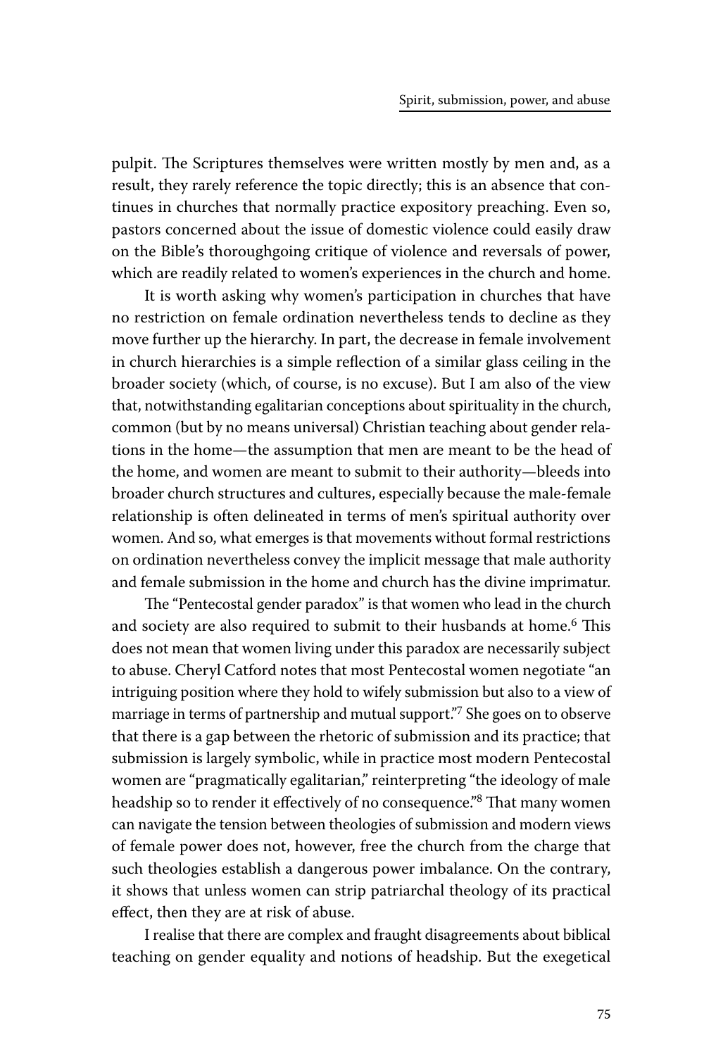pulpit. The Scriptures themselves were written mostly by men and, as a result, they rarely reference the topic directly; this is an absence that continues in churches that normally practice expository preaching. Even so, pastors concerned about the issue of domestic violence could easily draw on the Bible's thoroughgoing critique of violence and reversals of power, which are readily related to women's experiences in the church and home.

It is worth asking why women's participation in churches that have no restriction on female ordination nevertheless tends to decline as they move further up the hierarchy. In part, the decrease in female involvement in church hierarchies is a simple reflection of a similar glass ceiling in the broader society (which, of course, is no excuse). But I am also of the view that, notwithstanding egalitarian conceptions about spirituality in the church, common (but by no means universal) Christian teaching about gender relations in the home—the assumption that men are meant to be the head of the home, and women are meant to submit to their authority—bleeds into broader church structures and cultures, especially because the male-female relationship is often delineated in terms of men's spiritual authority over women. And so, what emerges is that movements without formal restrictions on ordination nevertheless convey the implicit message that male authority and female submission in the home and church has the divine imprimatur.

The "Pentecostal gender paradox" is that women who lead in the church and society are also required to submit to their husbands at home.[6] This does not mean that women living under this paradox are necessarily subject to abuse. Cheryl Catford notes that most Pentecostal women negotiate "an intriguing position where they hold to wifely submission but also to a view of marriage in terms of partnership and mutual support."[7] She goes on to observe that there is a gap between the rhetoric of submission and its practice; that submission is largely symbolic, while in practice most modern Pentecostal women are "pragmatically egalitarian," reinterpreting "the ideology of male headship so to render it effectively of no consequence."[8] That many women can navigate the tension between theologies of submission and modern views of female power does not, however, free the church from the charge that such theologies establish a dangerous power imbalance. On the contrary, it shows that unless women can strip patriarchal theology of its practical effect, then they are at risk of abuse.

I realise that there are complex and fraught disagreements about biblical teaching on gender equality and notions of headship. But the exegetical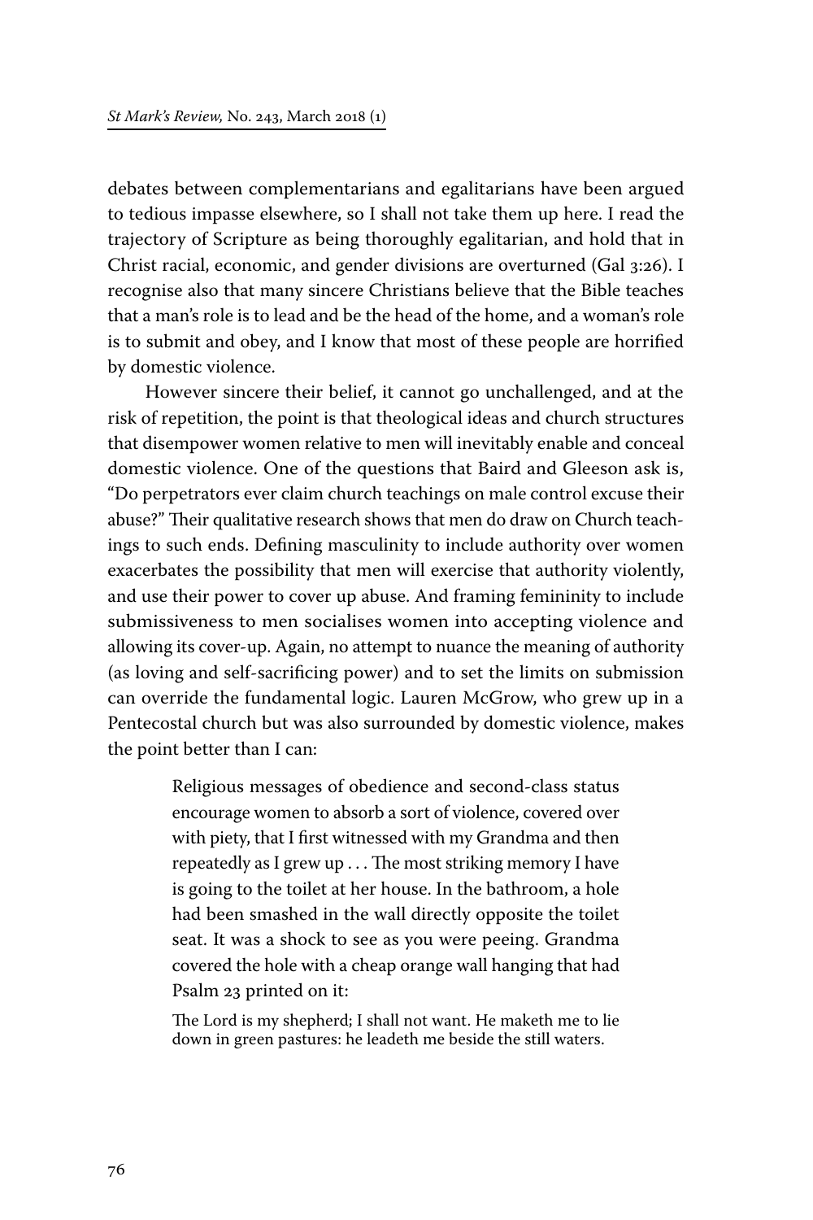debates between complementarians and egalitarians have been argued to tedious impasse elsewhere, so I shall not take them up here. I read the trajectory of Scripture as being thoroughly egalitarian, and hold that in Christ racial, economic, and gender divisions are overturned (Gal 3:26). I recognise also that many sincere Christians believe that the Bible teaches that a man's role is to lead and be the head of the home, and a woman's role is to submit and obey, and I know that most of these people are horrified by domestic violence.

However sincere their belief, it cannot go unchallenged, and at the risk of repetition, the point is that theological ideas and church structures that disempower women relative to men will inevitably enable and conceal domestic violence. One of the questions that Baird and Gleeson ask is, "Do perpetrators ever claim church teachings on male control excuse their abuse?" Their qualitative research shows that men do draw on Church teachings to such ends. Defining masculinity to include authority over women exacerbates the possibility that men will exercise that authority violently, and use their power to cover up abuse. And framing femininity to include submissiveness to men socialises women into accepting violence and allowing its cover-up. Again, no attempt to nuance the meaning of authority (as loving and self-sacrificing power) and to set the limits on submission can override the fundamental logic. Lauren McGrow, who grew up in a Pentecostal church but was also surrounded by domestic violence, makes the point better than I can:

> Religious messages of obedience and second-class status encourage women to absorb a sort of violence, covered over with piety, that I first witnessed with my Grandma and then repeatedly as I grew up . . . The most striking memory I have is going to the toilet at her house. In the bathroom, a hole had been smashed in the wall directly opposite the toilet seat. It was a shock to see as you were peeing. Grandma covered the hole with a cheap orange wall hanging that had Psalm 23 printed on it:
>
> The Lord is my shepherd; I shall not want. He maketh me to lie down in green pastures: he leadeth me beside the still waters.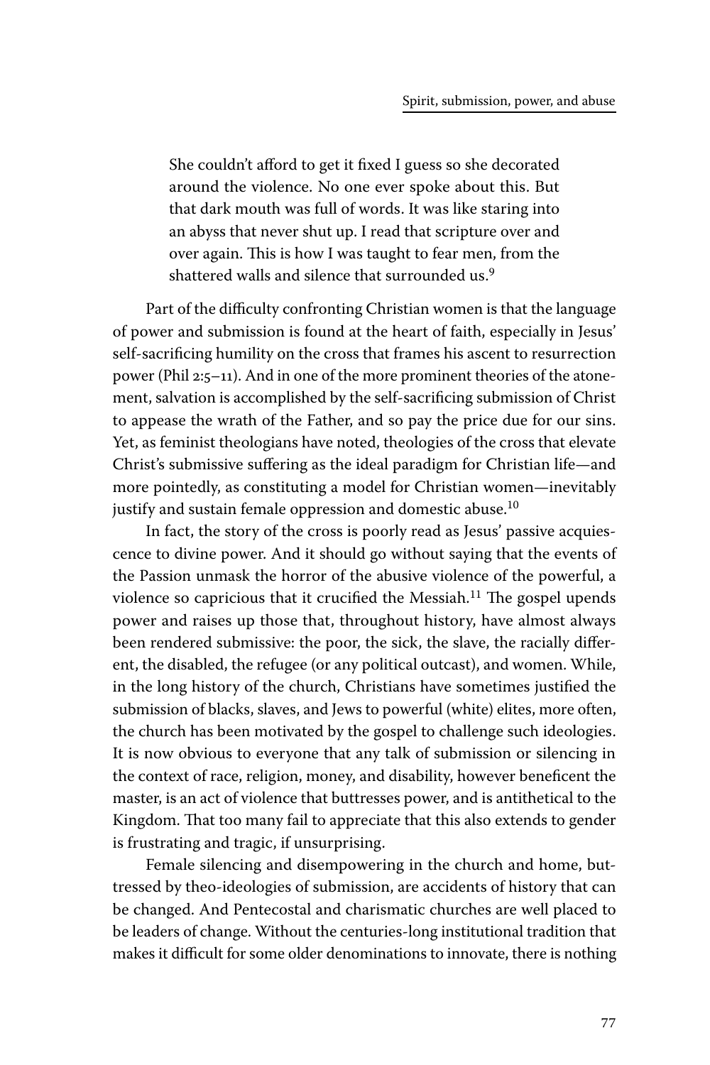> She couldn't afford to get it fixed I guess so she decorated around the violence. No one ever spoke about this. But that dark mouth was full of words. It was like staring into an abyss that never shut up. I read that scripture over and over again. This is how I was taught to fear men, from the shattered walls and silence that surrounded us.[9]

Part of the difficulty confronting Christian women is that the language of power and submission is found at the heart of faith, especially in Jesus' self-sacrificing humility on the cross that frames his ascent to resurrection power (Phil 2:5–11). And in one of the more prominent theories of the atonement, salvation is accomplished by the self-sacrificing submission of Christ to appease the wrath of the Father, and so pay the price due for our sins. Yet, as feminist theologians have noted, theologies of the cross that elevate Christ's submissive suffering as the ideal paradigm for Christian life—and more pointedly, as constituting a model for Christian women—inevitably justify and sustain female oppression and domestic abuse.[10]

In fact, the story of the cross is poorly read as Jesus' passive acquiescence to divine power. And it should go without saying that the events of the Passion unmask the horror of the abusive violence of the powerful, a violence so capricious that it crucified the Messiah.[11] The gospel upends power and raises up those that, throughout history, have almost always been rendered submissive: the poor, the sick, the slave, the racially different, the disabled, the refugee (or any political outcast), and women. While, in the long history of the church, Christians have sometimes justified the submission of blacks, slaves, and Jews to powerful (white) elites, more often, the church has been motivated by the gospel to challenge such ideologies. It is now obvious to everyone that any talk of submission or silencing in the context of race, religion, money, and disability, however beneficent the master, is an act of violence that buttresses power, and is antithetical to the Kingdom. That too many fail to appreciate that this also extends to gender is frustrating and tragic, if unsurprising.

Female silencing and disempowering in the church and home, buttressed by theo-ideologies of submission, are accidents of history that can be changed. And Pentecostal and charismatic churches are well placed to be leaders of change. Without the centuries-long institutional tradition that makes it difficult for some older denominations to innovate, there is nothing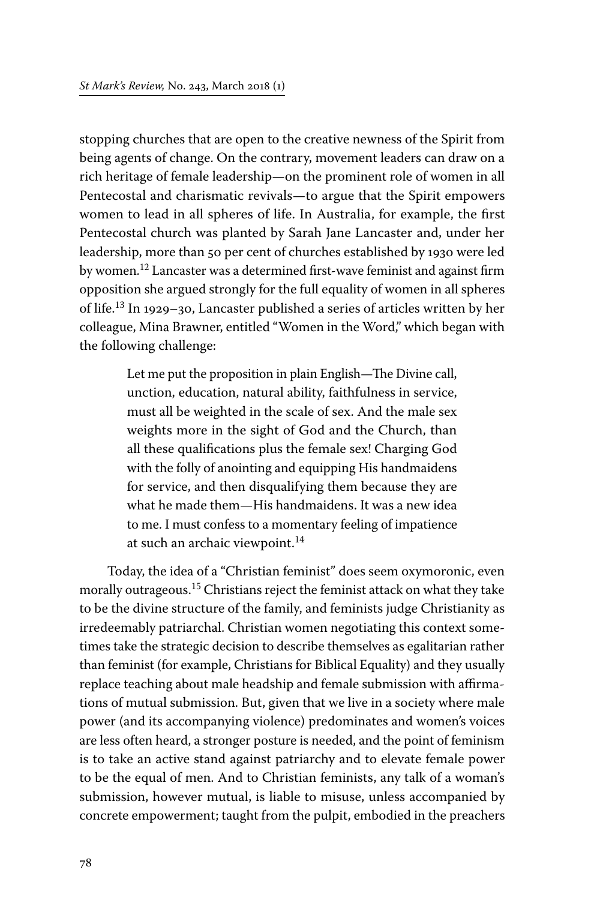stopping churches that are open to the creative newness of the Spirit from being agents of change. On the contrary, movement leaders can draw on a rich heritage of female leadership—on the prominent role of women in all Pentecostal and charismatic revivals—to argue that the Spirit empowers women to lead in all spheres of life. In Australia, for example, the first Pentecostal church was planted by Sarah Jane Lancaster and, under her leadership, more than 50 per cent of churches established by 1930 were led by women.[12] Lancaster was a determined first-wave feminist and against firm opposition she argued strongly for the full equality of women in all spheres of life.[13] In 1929–30, Lancaster published a series of articles written by her colleague, Mina Brawner, entitled "Women in the Word," which began with the following challenge:

> Let me put the proposition in plain English—The Divine call, unction, education, natural ability, faithfulness in service, must all be weighted in the scale of sex. And the male sex weights more in the sight of God and the Church, than all these qualifications plus the female sex! Charging God with the folly of anointing and equipping His handmaidens for service, and then disqualifying them because they are what he made them—His handmaidens. It was a new idea to me. I must confess to a momentary feeling of impatience at such an archaic viewpoint.[14]

Today, the idea of a "Christian feminist" does seem oxymoronic, even morally outrageous.[15] Christians reject the feminist attack on what they take to be the divine structure of the family, and feminists judge Christianity as irredeemably patriarchal. Christian women negotiating this context sometimes take the strategic decision to describe themselves as egalitarian rather than feminist (for example, Christians for Biblical Equality) and they usually replace teaching about male headship and female submission with affirmations of mutual submission. But, given that we live in a society where male power (and its accompanying violence) predominates and women's voices are less often heard, a stronger posture is needed, and the point of feminism is to take an active stand against patriarchy and to elevate female power to be the equal of men. And to Christian feminists, any talk of a woman's submission, however mutual, is liable to misuse, unless accompanied by concrete empowerment; taught from the pulpit, embodied in the preachers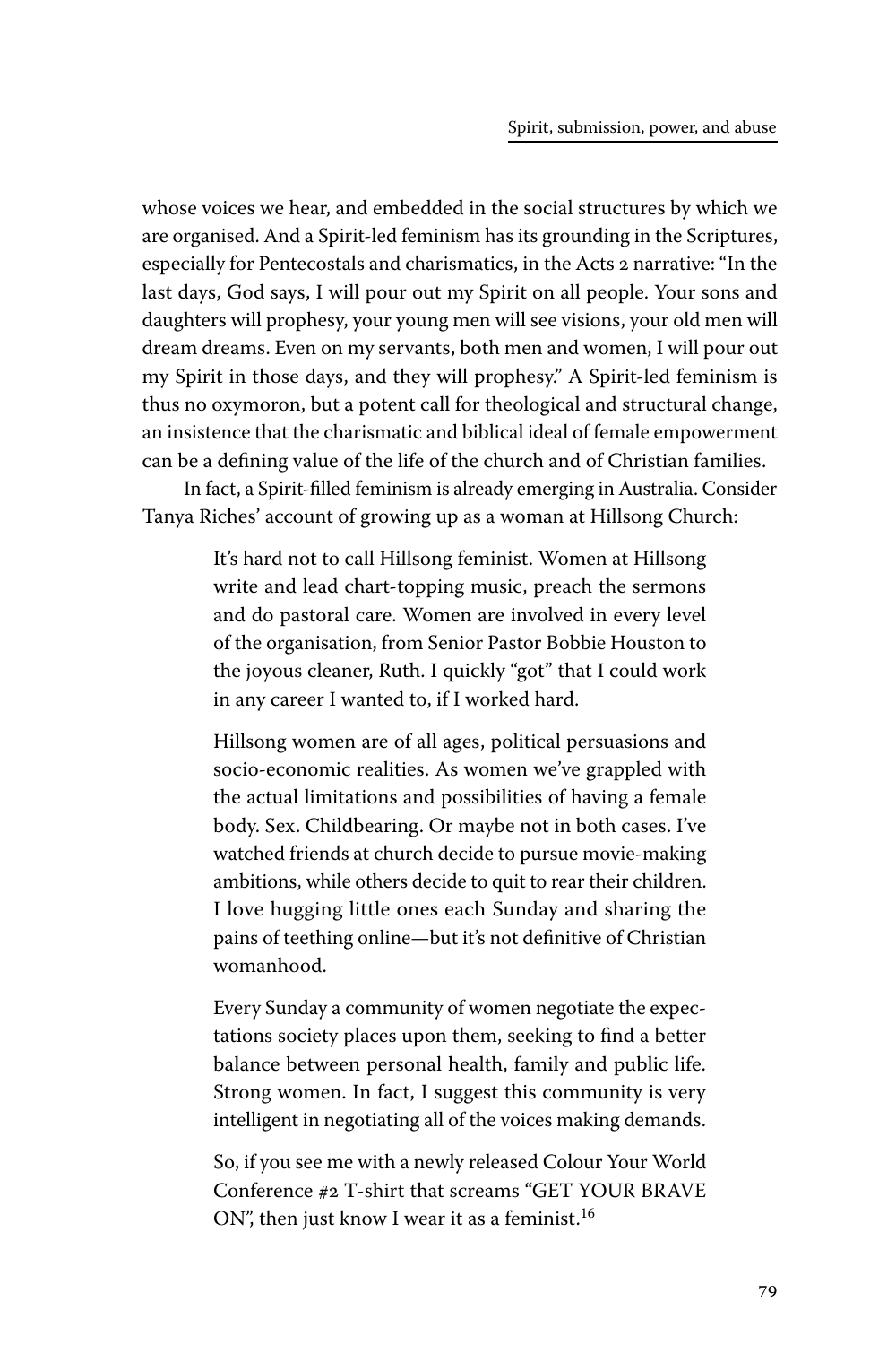whose voices we hear, and embedded in the social structures by which we are organised. And a Spirit-led feminism has its grounding in the Scriptures, especially for Pentecostals and charismatics, in the Acts 2 narrative: "In the last days, God says, I will pour out my Spirit on all people. Your sons and daughters will prophesy, your young men will see visions, your old men will dream dreams. Even on my servants, both men and women, I will pour out my Spirit in those days, and they will prophesy." A Spirit-led feminism is thus no oxymoron, but a potent call for theological and structural change, an insistence that the charismatic and biblical ideal of female empowerment can be a defining value of the life of the church and of Christian families.

In fact, a Spirit-filled feminism is already emerging in Australia. Consider Tanya Riches' account of growing up as a woman at Hillsong Church:

> It's hard not to call Hillsong feminist. Women at Hillsong write and lead chart-topping music, preach the sermons and do pastoral care. Women are involved in every level of the organisation, from Senior Pastor Bobbie Houston to the joyous cleaner, Ruth. I quickly "got" that I could work in any career I wanted to, if I worked hard.
>
> Hillsong women are of all ages, political persuasions and socio-economic realities. As women we've grappled with the actual limitations and possibilities of having a female body. Sex. Childbearing. Or maybe not in both cases. I've watched friends at church decide to pursue movie-making ambitions, while others decide to quit to rear their children. I love hugging little ones each Sunday and sharing the pains of teething online—but it's not definitive of Christian womanhood.
>
> Every Sunday a community of women negotiate the expectations society places upon them, seeking to find a better balance between personal health, family and public life. Strong women. In fact, I suggest this community is very intelligent in negotiating all of the voices making demands.
>
> So, if you see me with a newly released Colour Your World Conference #2 T-shirt that screams "GET YOUR BRAVE ON", then just know I wear it as a feminist.[16]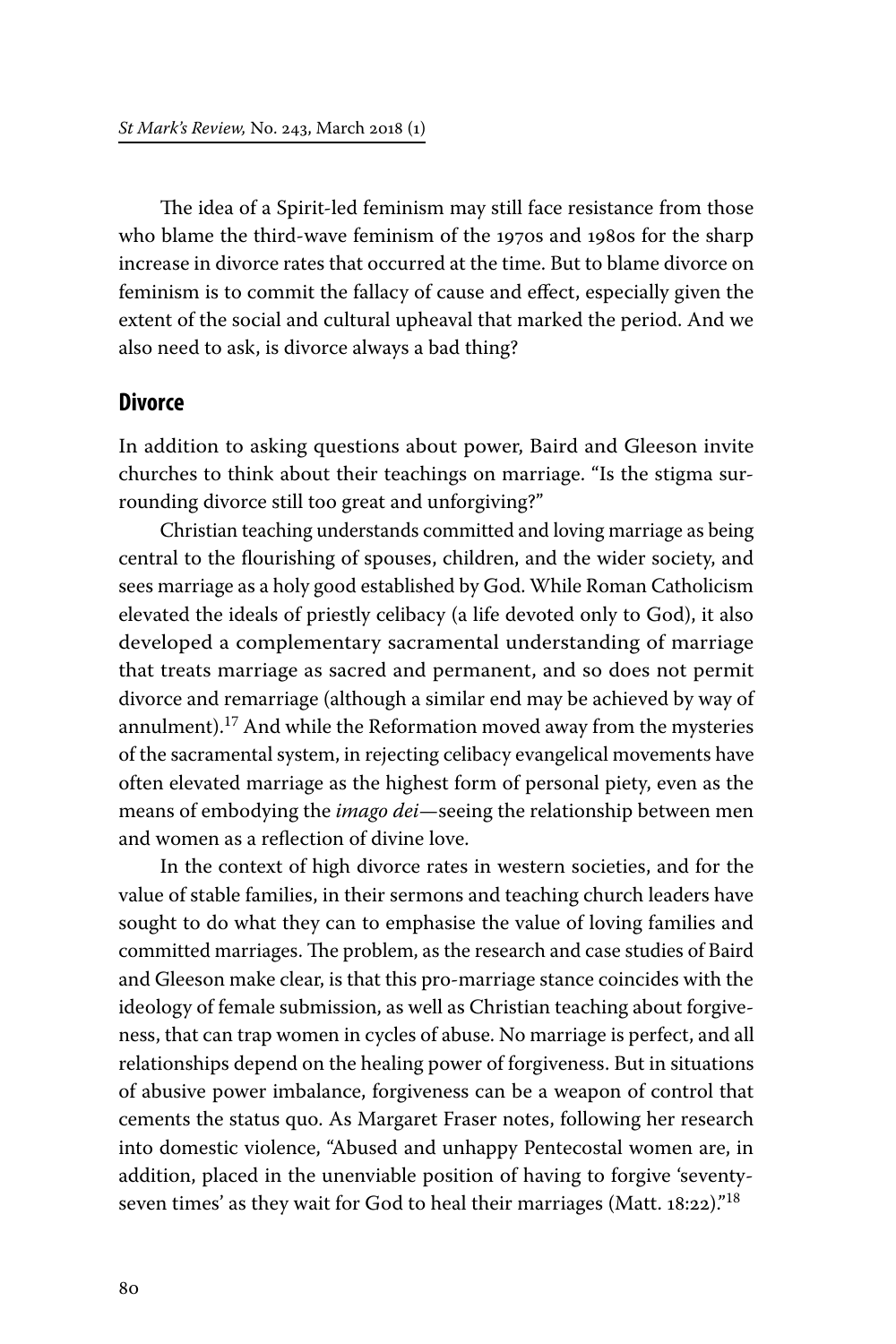The idea of a Spirit-led feminism may still face resistance from those who blame the third-wave feminism of the 1970s and 1980s for the sharp increase in divorce rates that occurred at the time. But to blame divorce on feminism is to commit the fallacy of cause and effect, especially given the extent of the social and cultural upheaval that marked the period. And we also need to ask, is divorce always a bad thing?

## Divorce

In addition to asking questions about power, Baird and Gleeson invite churches to think about their teachings on marriage. "Is the stigma surrounding divorce still too great and unforgiving?"

Christian teaching understands committed and loving marriage as being central to the flourishing of spouses, children, and the wider society, and sees marriage as a holy good established by God. While Roman Catholicism elevated the ideals of priestly celibacy (a life devoted only to God), it also developed a complementary sacramental understanding of marriage that treats marriage as sacred and permanent, and so does not permit divorce and remarriage (although a similar end may be achieved by way of annulment).[17] And while the Reformation moved away from the mysteries of the sacramental system, in rejecting celibacy evangelical movements have often elevated marriage as the highest form of personal piety, even as the means of embodying the *imago dei*—seeing the relationship between men and women as a reflection of divine love.

In the context of high divorce rates in western societies, and for the value of stable families, in their sermons and teaching church leaders have sought to do what they can to emphasise the value of loving families and committed marriages. The problem, as the research and case studies of Baird and Gleeson make clear, is that this pro-marriage stance coincides with the ideology of female submission, as well as Christian teaching about forgiveness, that can trap women in cycles of abuse. No marriage is perfect, and all relationships depend on the healing power of forgiveness. But in situations of abusive power imbalance, forgiveness can be a weapon of control that cements the status quo. As Margaret Fraser notes, following her research into domestic violence, "Abused and unhappy Pentecostal women are, in addition, placed in the unenviable position of having to forgive 'seventy-seven times' as they wait for God to heal their marriages (Matt. 18:22)."[18]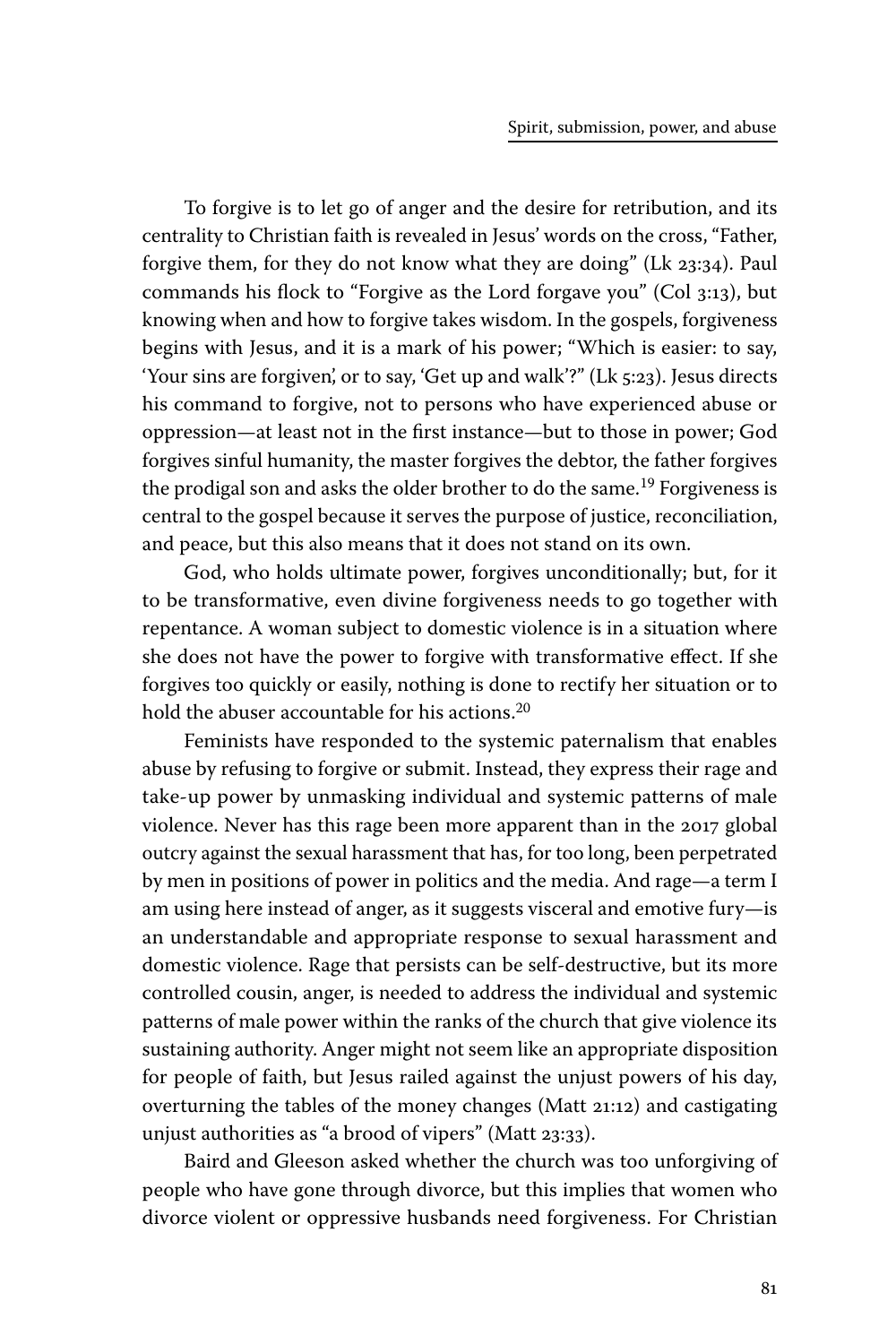To forgive is to let go of anger and the desire for retribution, and its centrality to Christian faith is revealed in Jesus' words on the cross, "Father, forgive them, for they do not know what they are doing" (Lk 23:34). Paul commands his flock to "Forgive as the Lord forgave you" (Col 3:13), but knowing when and how to forgive takes wisdom. In the gospels, forgiveness begins with Jesus, and it is a mark of his power; "Which is easier: to say, 'Your sins are forgiven', or to say, 'Get up and walk'?" (Lk 5:23). Jesus directs his command to forgive, not to persons who have experienced abuse or oppression—at least not in the first instance—but to those in power; God forgives sinful humanity, the master forgives the debtor, the father forgives the prodigal son and asks the older brother to do the same.[19] Forgiveness is central to the gospel because it serves the purpose of justice, reconciliation, and peace, but this also means that it does not stand on its own.

God, who holds ultimate power, forgives unconditionally; but, for it to be transformative, even divine forgiveness needs to go together with repentance. A woman subject to domestic violence is in a situation where she does not have the power to forgive with transformative effect. If she forgives too quickly or easily, nothing is done to rectify her situation or to hold the abuser accountable for his actions.[20]

Feminists have responded to the systemic paternalism that enables abuse by refusing to forgive or submit. Instead, they express their rage and take-up power by unmasking individual and systemic patterns of male violence. Never has this rage been more apparent than in the 2017 global outcry against the sexual harassment that has, for too long, been perpetrated by men in positions of power in politics and the media. And rage—a term I am using here instead of anger, as it suggests visceral and emotive fury—is an understandable and appropriate response to sexual harassment and domestic violence. Rage that persists can be self-destructive, but its more controlled cousin, anger, is needed to address the individual and systemic patterns of male power within the ranks of the church that give violence its sustaining authority. Anger might not seem like an appropriate disposition for people of faith, but Jesus railed against the unjust powers of his day, overturning the tables of the money changes (Matt 21:12) and castigating unjust authorities as "a brood of vipers" (Matt 23:33).

Baird and Gleeson asked whether the church was too unforgiving of people who have gone through divorce, but this implies that women who divorce violent or oppressive husbands need forgiveness. For Christian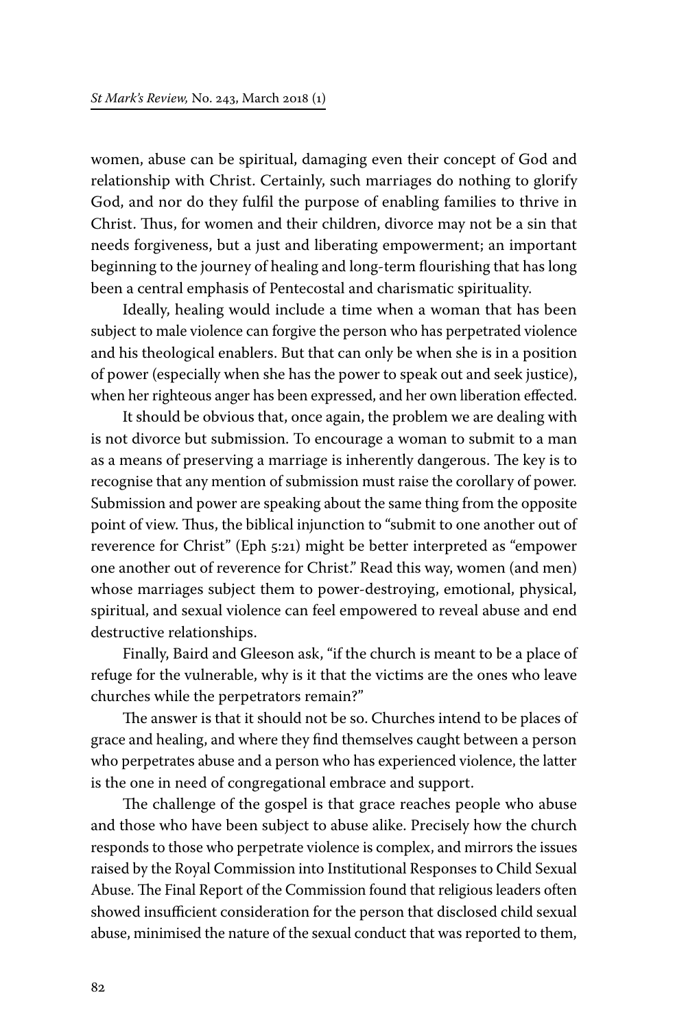women, abuse can be spiritual, damaging even their concept of God and relationship with Christ. Certainly, such marriages do nothing to glorify God, and nor do they fulfil the purpose of enabling families to thrive in Christ. Thus, for women and their children, divorce may not be a sin that needs forgiveness, but a just and liberating empowerment; an important beginning to the journey of healing and long-term flourishing that has long been a central emphasis of Pentecostal and charismatic spirituality.

Ideally, healing would include a time when a woman that has been subject to male violence can forgive the person who has perpetrated violence and his theological enablers. But that can only be when she is in a position of power (especially when she has the power to speak out and seek justice), when her righteous anger has been expressed, and her own liberation effected.

It should be obvious that, once again, the problem we are dealing with is not divorce but submission. To encourage a woman to submit to a man as a means of preserving a marriage is inherently dangerous. The key is to recognise that any mention of submission must raise the corollary of power. Submission and power are speaking about the same thing from the opposite point of view. Thus, the biblical injunction to "submit to one another out of reverence for Christ" (Eph 5:21) might be better interpreted as "empower one another out of reverence for Christ." Read this way, women (and men) whose marriages subject them to power-destroying, emotional, physical, spiritual, and sexual violence can feel empowered to reveal abuse and end destructive relationships.

Finally, Baird and Gleeson ask, "if the church is meant to be a place of refuge for the vulnerable, why is it that the victims are the ones who leave churches while the perpetrators remain?"

The answer is that it should not be so. Churches intend to be places of grace and healing, and where they find themselves caught between a person who perpetrates abuse and a person who has experienced violence, the latter is the one in need of congregational embrace and support.

The challenge of the gospel is that grace reaches people who abuse and those who have been subject to abuse alike. Precisely how the church responds to those who perpetrate violence is complex, and mirrors the issues raised by the Royal Commission into Institutional Responses to Child Sexual Abuse. The Final Report of the Commission found that religious leaders often showed insufficient consideration for the person that disclosed child sexual abuse, minimised the nature of the sexual conduct that was reported to them,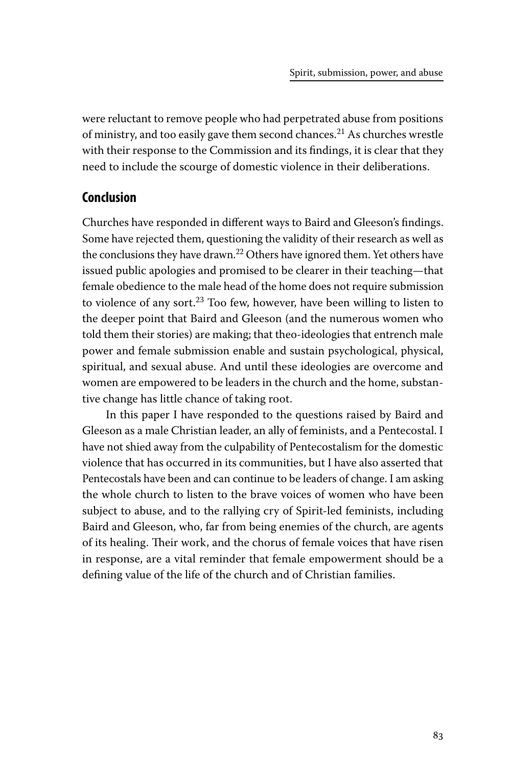were reluctant to remove people who had perpetrated abuse from positions of ministry, and too easily gave them second chances.[21] As churches wrestle with their response to the Commission and its findings, it is clear that they need to include the scourge of domestic violence in their deliberations.

## Conclusion

Churches have responded in different ways to Baird and Gleeson's findings. Some have rejected them, questioning the validity of their research as well as the conclusions they have drawn.[22] Others have ignored them. Yet others have issued public apologies and promised to be clearer in their teaching—that female obedience to the male head of the home does not require submission to violence of any sort.[23] Too few, however, have been willing to listen to the deeper point that Baird and Gleeson (and the numerous women who told them their stories) are making; that theo-ideologies that entrench male power and female submission enable and sustain psychological, physical, spiritual, and sexual abuse. And until these ideologies are overcome and women are empowered to be leaders in the church and the home, substantive change has little chance of taking root.

In this paper I have responded to the questions raised by Baird and Gleeson as a male Christian leader, an ally of feminists, and a Pentecostal. I have not shied away from the culpability of Pentecostalism for the domestic violence that has occurred in its communities, but I have also asserted that Pentecostals have been and can continue to be leaders of change. I am asking the whole church to listen to the brave voices of women who have been subject to abuse, and to the rallying cry of Spirit-led feminists, including Baird and Gleeson, who, far from being enemies of the church, are agents of its healing. Their work, and the chorus of female voices that have risen in response, are a vital reminder that female empowerment should be a defining value of the life of the church and of Christian families.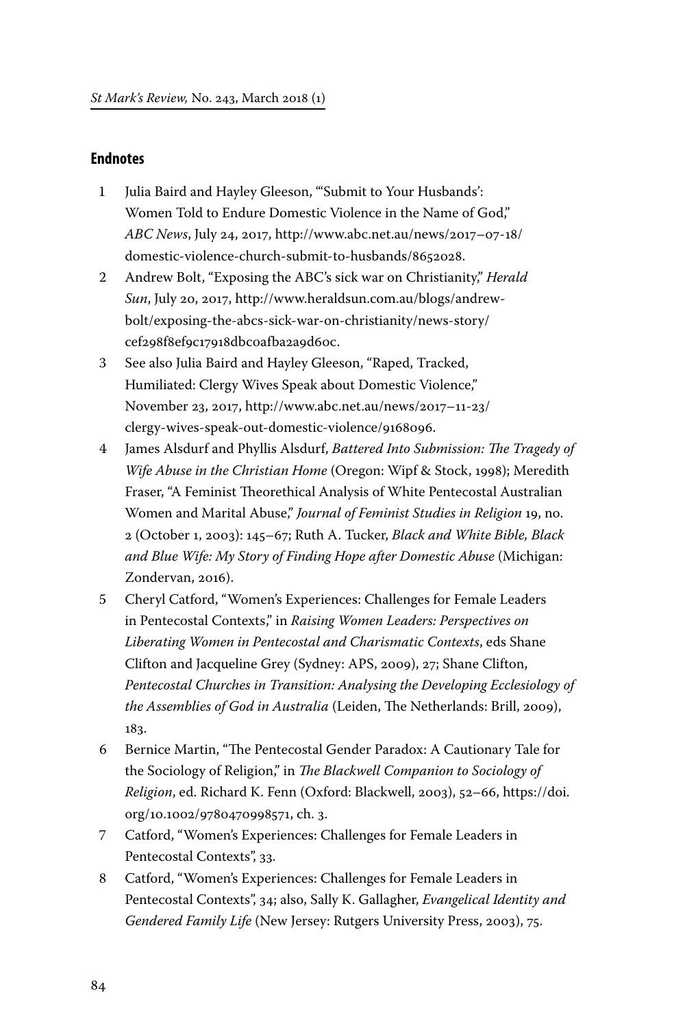## Endnotes

1. Julia Baird and Hayley Gleeson, "'Submit to Your Husbands': Women Told to Endure Domestic Violence in the Name of God," *ABC News*, July 24, 2017, http://www.abc.net.au/news/2017–07-18/domestic-violence-church-submit-to-husbands/8652028.
2. Andrew Bolt, "Exposing the ABC's sick war on Christianity," *Herald Sun*, July 20, 2017, http://www.heraldsun.com.au/blogs/andrew-bolt/exposing-the-abcs-sick-war-on-christianity/news-story/cef298f8ef9c17918dbc0afba2a9d60c.
3. See also Julia Baird and Hayley Gleeson, "Raped, Tracked, Humiliated: Clergy Wives Speak about Domestic Violence," November 23, 2017, http://www.abc.net.au/news/2017–11-23/clergy-wives-speak-out-domestic-violence/9168096.
4. James Alsdurf and Phyllis Alsdurf, *Battered Into Submission: The Tragedy of Wife Abuse in the Christian Home* (Oregon: Wipf & Stock, 1998); Meredith Fraser, "A Feminist Theorethical Analysis of White Pentecostal Australian Women and Marital Abuse," *Journal of Feminist Studies in Religion* 19, no. 2 (October 1, 2003): 145–67; Ruth A. Tucker, *Black and White Bible, Black and Blue Wife: My Story of Finding Hope after Domestic Abuse* (Michigan: Zondervan, 2016).
5. Cheryl Catford, "Women's Experiences: Challenges for Female Leaders in Pentecostal Contexts," in *Raising Women Leaders: Perspectives on Liberating Women in Pentecostal and Charismatic Contexts*, eds Shane Clifton and Jacqueline Grey (Sydney: APS, 2009), 27; Shane Clifton, *Pentecostal Churches in Transition: Analysing the Developing Ecclesiology of the Assemblies of God in Australia* (Leiden, The Netherlands: Brill, 2009), 183.
6. Bernice Martin, "The Pentecostal Gender Paradox: A Cautionary Tale for the Sociology of Religion," in *The Blackwell Companion to Sociology of Religion*, ed. Richard K. Fenn (Oxford: Blackwell, 2003), 52–66, https://doi.org/10.1002/9780470998571, ch. 3.
7. Catford, "Women's Experiences: Challenges for Female Leaders in Pentecostal Contexts", 33.
8. Catford, "Women's Experiences: Challenges for Female Leaders in Pentecostal Contexts", 34; also, Sally K. Gallagher, *Evangelical Identity and Gendered Family Life* (New Jersey: Rutgers University Press, 2003), 75.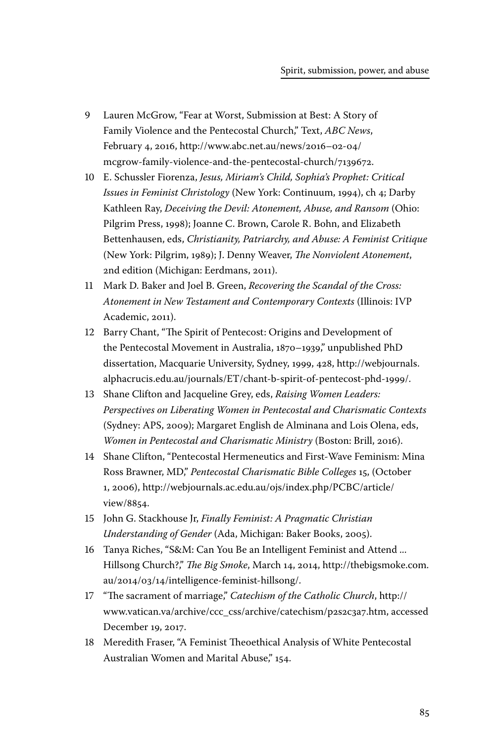9 Lauren McGrow, "Fear at Worst, Submission at Best: A Story of Family Violence and the Pentecostal Church," Text, *ABC News*, February 4, 2016, http://www.abc.net.au/news/2016–02-04/mcgrow-family-violence-and-the-pentecostal-church/7139672.

10 E. Schussler Fiorenza, *Jesus, Miriam's Child, Sophia's Prophet: Critical Issues in Feminist Christology* (New York: Continuum, 1994), ch 4; Darby Kathleen Ray, *Deceiving the Devil: Atonement, Abuse, and Ransom* (Ohio: Pilgrim Press, 1998); Joanne C. Brown, Carole R. Bohn, and Elizabeth Bettenhausen, eds, *Christianity, Patriarchy, and Abuse: A Feminist Critique* (New York: Pilgrim, 1989); J. Denny Weaver, *The Nonviolent Atonement*, 2nd edition (Michigan: Eerdmans, 2011).

11 Mark D. Baker and Joel B. Green, *Recovering the Scandal of the Cross: Atonement in New Testament and Contemporary Contexts* (Illinois: IVP Academic, 2011).

12 Barry Chant, "The Spirit of Pentecost: Origins and Development of the Pentecostal Movement in Australia, 1870–1939," unpublished PhD dissertation, Macquarie University, Sydney, 1999, 428, http://webjournals.alphacrucis.edu.au/journals/ET/chant-b-spirit-of-pentecost-phd-1999/.

13 Shane Clifton and Jacqueline Grey, eds, *Raising Women Leaders: Perspectives on Liberating Women in Pentecostal and Charismatic Contexts* (Sydney: APS, 2009); Margaret English de Alminana and Lois Olena, eds, *Women in Pentecostal and Charismatic Ministry* (Boston: Brill, 2016).

14 Shane Clifton, "Pentecostal Hermeneutics and First-Wave Feminism: Mina Ross Brawner, MD," *Pentecostal Charismatic Bible Colleges* 15, (October 1, 2006), http://webjournals.ac.edu.au/ojs/index.php/PCBC/article/view/8854.

15 John G. Stackhouse Jr, *Finally Feminist: A Pragmatic Christian Understanding of Gender* (Ada, Michigan: Baker Books, 2005).

16 Tanya Riches, "S&M: Can You Be an Intelligent Feminist and Attend ... Hillsong Church?," *The Big Smoke*, March 14, 2014, http://thebigsmoke.com.au/2014/03/14/intelligence-feminist-hillsong/.

17 "The sacrament of marriage," *Catechism of the Catholic Church*, http://www.vatican.va/archive/ccc_css/archive/catechism/p2s2c3a7.htm, accessed December 19, 2017.

18 Meredith Fraser, "A Feminist Theoethical Analysis of White Pentecostal Australian Women and Marital Abuse," 154.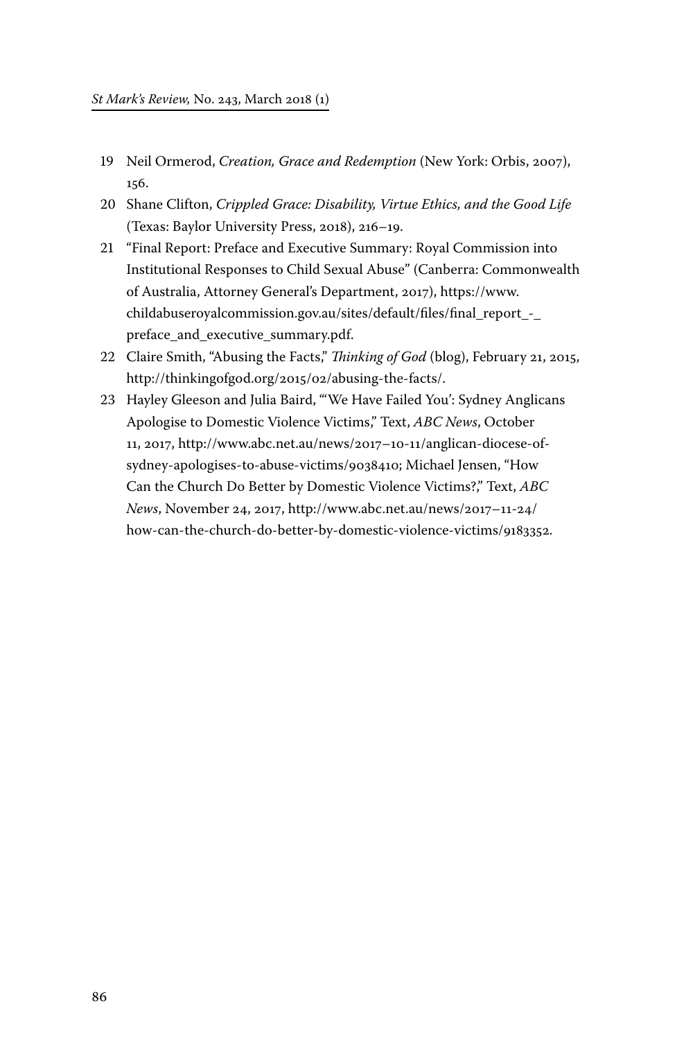19 Neil Ormerod, *Creation, Grace and Redemption* (New York: Orbis, 2007), 156.

20 Shane Clifton, *Crippled Grace: Disability, Virtue Ethics, and the Good Life* (Texas: Baylor University Press, 2018), 216–19.

21 "Final Report: Preface and Executive Summary: Royal Commission into Institutional Responses to Child Sexual Abuse" (Canberra: Commonwealth of Australia, Attorney General's Department, 2017), https://www.childabuseroyalcommission.gov.au/sites/default/files/final_report_-_preface_and_executive_summary.pdf.

22 Claire Smith, "Abusing the Facts," *Thinking of God* (blog), February 21, 2015, http://thinkingofgod.org/2015/02/abusing-the-facts/.

23 Hayley Gleeson and Julia Baird, "'We Have Failed You': Sydney Anglicans Apologise to Domestic Violence Victims," Text, *ABC News*, October 11, 2017, http://www.abc.net.au/news/2017–10-11/anglican-diocese-of-sydney-apologises-to-abuse-victims/9038410; Michael Jensen, "How Can the Church Do Better by Domestic Violence Victims?," Text, *ABC News*, November 24, 2017, http://www.abc.net.au/news/2017–11-24/how-can-the-church-do-better-by-domestic-violence-victims/9183352.